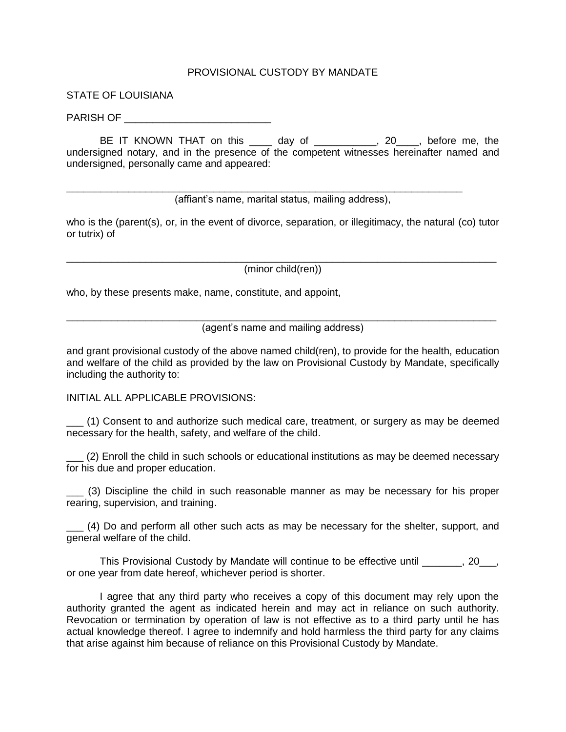PROVISIONAL CUSTODY BY MANDATE

STATE OF LOUISIANA

PARISH OF ___________________________

BE IT KNOWN THAT on this ____ day of ___________, 20____, before me, the undersigned notary, and in the presence of the competent witnesses hereinafter named and undersigned, personally came and appeared:

_________________________________________________________________________

(affiant's name, marital status, mailing address),

who is the (parent(s), or, in the event of divorce, separation, or illegitimacy, the natural (co) tutor or tutrix) of

_________________________________________________________________________

(minor child(ren))

who, by these presents make, name, constitute, and appoint,

_________________________________________________________________________

(agent's name and mailing address)

and grant provisional custody of the above named child(ren), to provide for the health, education and welfare of the child as provided by the law on Provisional Custody by Mandate, specifically including the authority to:

INITIAL ALL APPLICABLE PROVISIONS:

___ (1) Consent to and authorize such medical care, treatment, or surgery as may be deemed necessary for the health, safety, and welfare of the child.

___ (2) Enroll the child in such schools or educational institutions as may be deemed necessary for his due and proper education.

___ (3) Discipline the child in such reasonable manner as may be necessary for his proper rearing, supervision, and training.

___ (4) Do and perform all other such acts as may be necessary for the shelter, support, and general welfare of the child.

This Provisional Custody by Mandate will continue to be effective until _______, 20___, or one year from date hereof, whichever period is shorter.

I agree that any third party who receives a copy of this document may rely upon the authority granted the agent as indicated herein and may act in reliance on such authority. Revocation or termination by operation of law is not effective as to a third party until he has actual knowledge thereof. I agree to indemnify and hold harmless the third party for any claims that arise against him because of reliance on this Provisional Custody by Mandate.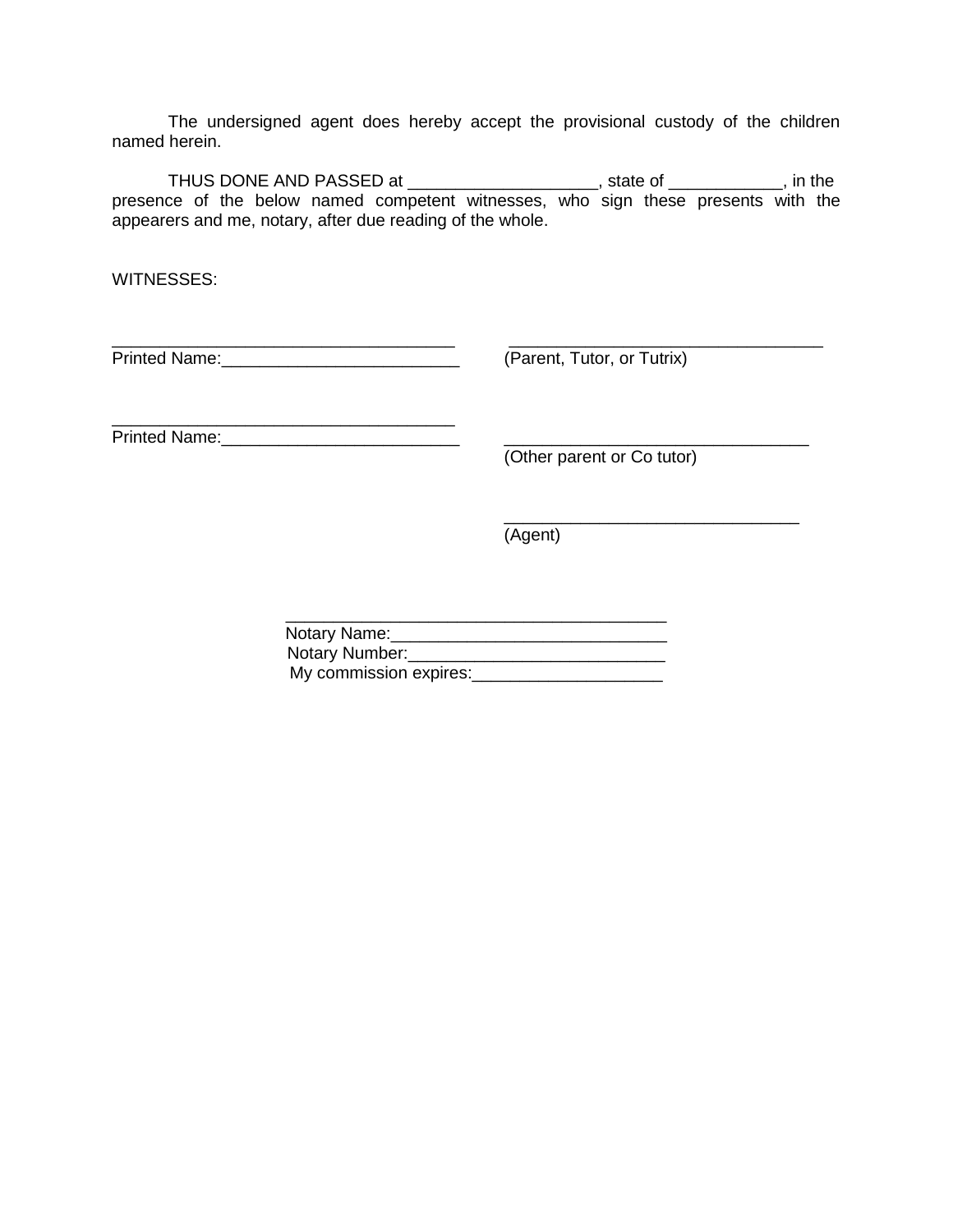The undersigned agent does hereby accept the provisional custody of the children named herein.

THUS DONE AND PASSED at ____________________, state of ____________, in the presence of the below named competent witnesses, who sign these presents with the appearers and me, notary, after due reading of the whole.

WITNESSES:

_____________________________________
Printed Name:_________________________

_____________________________________
(Parent, Tutor, or Tutrix)

_____________________________________
Printed Name:_________________________

_____________________________________
(Other parent or Co tutor)

_____________________________________
(Agent)

_________________________________________
Notary Name:_____________________________
Notary Number:___________________________
My commission expires:____________________